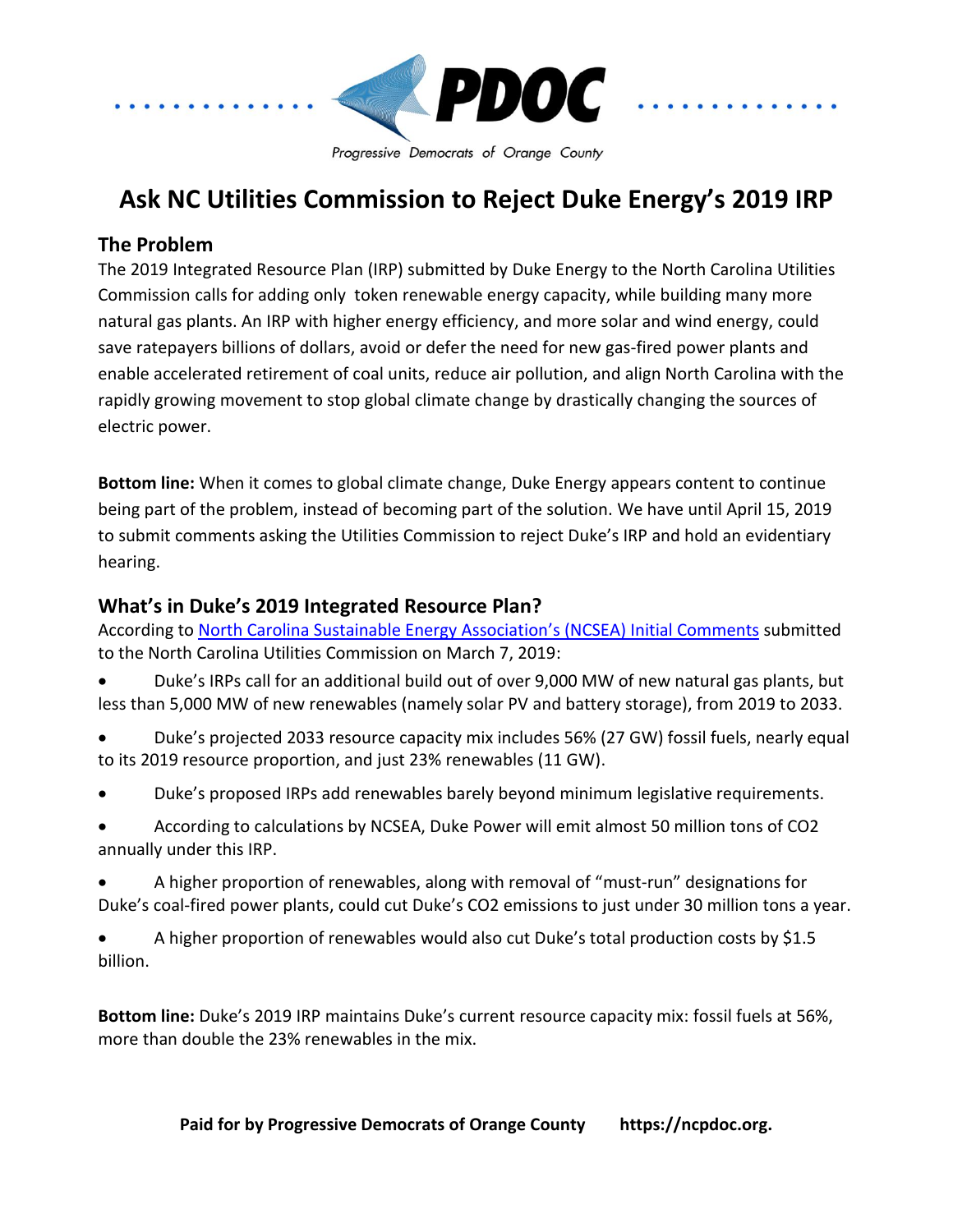PDOC

*Progressive Democrats of Orange County*

# Ask NC Utilities Commission to Reject Duke Energy's 2019 IRP

## The Problem

The 2019 Integrated Resource Plan (IRP) submitted by Duke Energy to the North Carolina Utilities Commission calls for adding only token renewable energy capacity, while building many more natural gas plants. An IRP with higher energy efficiency, and more solar and wind energy, could save ratepayers billions of dollars, avoid or defer the need for new gas-fired power plants and enable accelerated retirement of coal units, reduce air pollution, and align North Carolina with the rapidly growing movement to stop global climate change by drastically changing the sources of electric power.

**Bottom line:** When it comes to global climate change, Duke Energy appears content to continue being part of the problem, instead of becoming part of the solution. We have until April 15, 2019 to submit comments asking the Utilities Commission to reject Duke's IRP and hold an evidentiary hearing.

## What's in Duke's 2019 Integrated Resource Plan?

According to North Carolina Sustainable Energy Association's (NCSEA) Initial Comments submitted to the North Carolina Utilities Commission on March 7, 2019:

- Duke's IRPs call for an additional build out of over 9,000 MW of new natural gas plants, but less than 5,000 MW of new renewables (namely solar PV and battery storage), from 2019 to 2033.
- Duke's projected 2033 resource capacity mix includes 56% (27 GW) fossil fuels, nearly equal to its 2019 resource proportion, and just 23% renewables (11 GW).
- Duke's proposed IRPs add renewables barely beyond minimum legislative requirements.
- According to calculations by NCSEA, Duke Power will emit almost 50 million tons of $CO_2$ annually under this IRP.
- A higher proportion of renewables, along with removal of "must-run" designations for Duke's coal-fired power plants, could cut Duke's $CO_2$ emissions to just under 30 million tons a year.
- A higher proportion of renewables would also cut Duke's total production costs by $1.5 billion.

**Bottom line:** Duke's 2019 IRP maintains Duke's current resource capacity mix: fossil fuels at 56%, more than double the 23% renewables in the mix.

**Paid for by Progressive Democrats of Orange County https://ncpdoc.org.**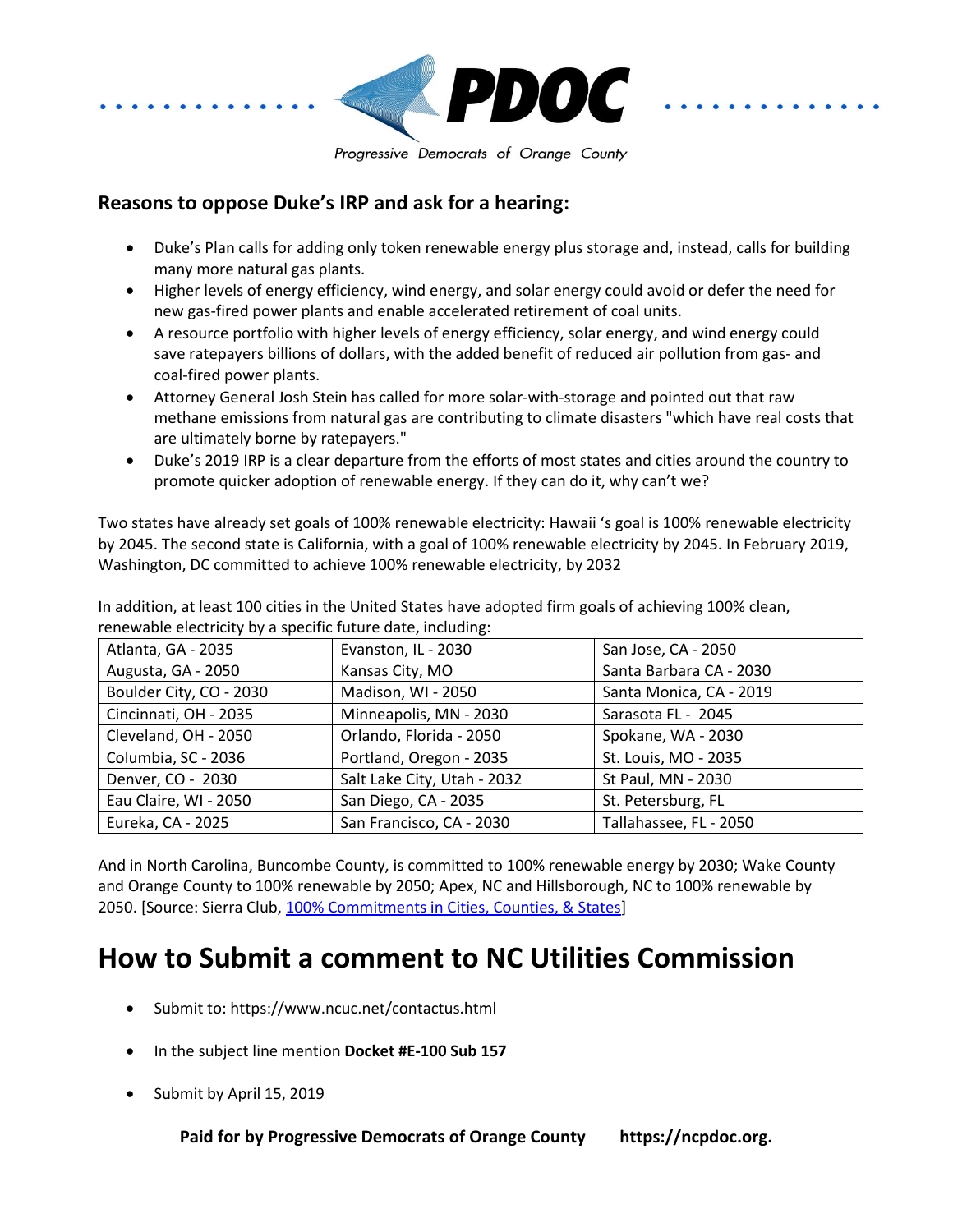**PDOC**

*Progressive Democrats of Orange County*

### Reasons to oppose Duke's IRP and ask for a hearing:

- Duke's Plan calls for adding only token renewable energy plus storage and, instead, calls for building many more natural gas plants.
- Higher levels of energy efficiency, wind energy, and solar energy could avoid or defer the need for new gas-fired power plants and enable accelerated retirement of coal units.
- A resource portfolio with higher levels of energy efficiency, solar energy, and wind energy could save ratepayers billions of dollars, with the added benefit of reduced air pollution from gas- and coal-fired power plants.
- Attorney General Josh Stein has called for more solar-with-storage and pointed out that raw methane emissions from natural gas are contributing to climate disasters "which have real costs that are ultimately borne by ratepayers."
- Duke's 2019 IRP is a clear departure from the efforts of most states and cities around the country to promote quicker adoption of renewable energy. If they can do it, why can't we?

Two states have already set goals of 100% renewable electricity: Hawaii 's goal is 100% renewable electricity by 2045. The second state is California, with a goal of 100% renewable electricity by 2045. In February 2019, Washington, DC committed to achieve 100% renewable electricity, by 2032

In addition, at least 100 cities in the United States have adopted firm goals of achieving 100% clean, renewable electricity by a specific future date, including:

| | | |
|---|---|---|
| Atlanta, GA - 2035 | Evanston, IL - 2030 | San Jose, CA - 2050 |
| Augusta, GA - 2050 | Kansas City, MO | Santa Barbara CA - 2030 |
| Boulder City, CO - 2030 | Madison, WI - 2050 | Santa Monica, CA - 2019 |
| Cincinnati, OH - 2035 | Minneapolis, MN - 2030 | Sarasota FL - 2045 |
| Cleveland, OH - 2050 | Orlando, Florida - 2050 | Spokane, WA - 2030 |
| Columbia, SC - 2036 | Portland, Oregon - 2035 | St. Louis, MO - 2035 |
| Denver, CO - 2030 | Salt Lake City, Utah - 2032 | St Paul, MN - 2030 |
| Eau Claire, WI - 2050 | San Diego, CA - 2035 | St. Petersburg, FL |
| Eureka, CA - 2025 | San Francisco, CA - 2030 | Tallahassee, FL - 2050 |

And in North Carolina, Buncombe County, is committed to 100% renewable energy by 2030; Wake County and Orange County to 100% renewable by 2050; Apex, NC and Hillsborough, NC to 100% renewable by 2050. [Source: Sierra Club, 100% Commitments in Cities, Counties, & States]

# How to Submit a comment to NC Utilities Commission

- Submit to: https://www.ncuc.net/contactus.html
- In the subject line mention **Docket #E-100 Sub 157**
- Submit by April 15, 2019

**Paid for by Progressive Democrats of Orange County https://ncpdoc.org.**